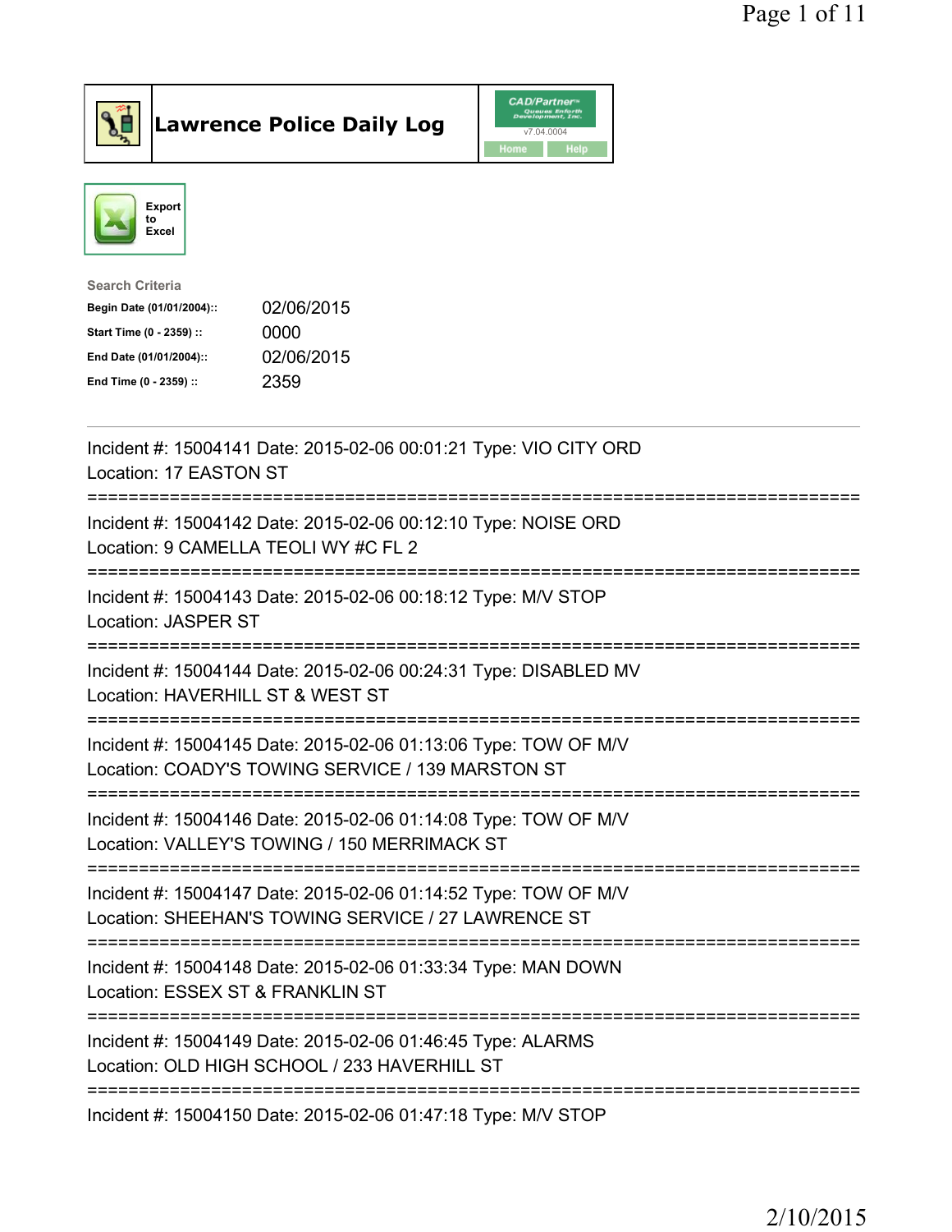# Lawrence Police Daily Log

Export to Excel

**Search Criteria**

| | |
|---|---|
| Begin Date (01/01/2004):: | 02/06/2015 |
| Start Time (0 - 2359) :: | 0000 |
| End Date (01/01/2004):: | 02/06/2015 |
| End Time (0 - 2359) :: | 2359 |

---

Incident #: 15004141 Date: 2015-02-06 00:01:21 Type: VIO CITY ORD
Location: 17 EASTON ST

===========================================================================

Incident #: 15004142 Date: 2015-02-06 00:12:10 Type: NOISE ORD
Location: 9 CAMELLA TEOLI WY #C FL 2

===========================================================================

Incident #: 15004143 Date: 2015-02-06 00:18:12 Type: M/V STOP
Location: JASPER ST

===========================================================================

Incident #: 15004144 Date: 2015-02-06 00:24:31 Type: DISABLED MV
Location: HAVERHILL ST & WEST ST

===========================================================================

Incident #: 15004145 Date: 2015-02-06 01:13:06 Type: TOW OF M/V
Location: COADY'S TOWING SERVICE / 139 MARSTON ST

===========================================================================

Incident #: 15004146 Date: 2015-02-06 01:14:08 Type: TOW OF M/V
Location: VALLEY'S TOWING / 150 MERRIMACK ST

===========================================================================

Incident #: 15004147 Date: 2015-02-06 01:14:52 Type: TOW OF M/V
Location: SHEEHAN'S TOWING SERVICE / 27 LAWRENCE ST

===========================================================================

Incident #: 15004148 Date: 2015-02-06 01:33:34 Type: MAN DOWN
Location: ESSEX ST & FRANKLIN ST

===========================================================================

Incident #: 15004149 Date: 2015-02-06 01:46:45 Type: ALARMS
Location: OLD HIGH SCHOOL / 233 HAVERHILL ST

===========================================================================

Incident #: 15004150 Date: 2015-02-06 01:47:18 Type: M/V STOP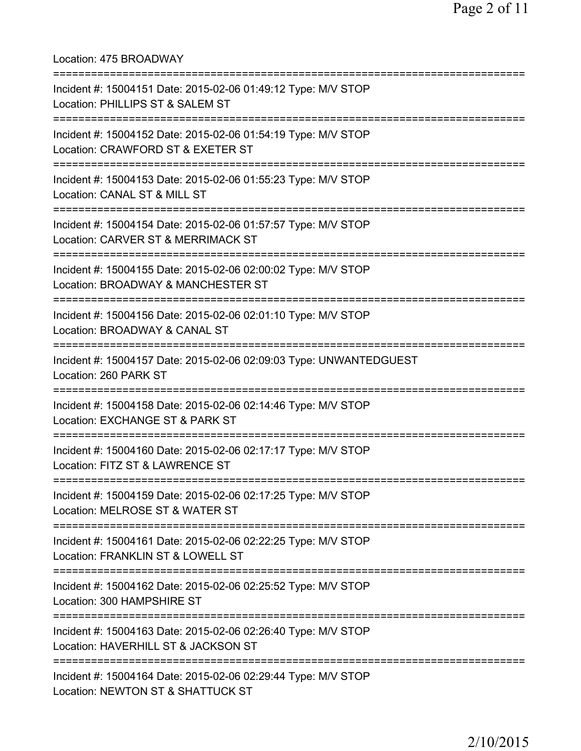Location: 475 BROADWAY

===========================================================================

Incident #: 15004151 Date: 2015-02-06 01:49:12 Type: M/V STOP
Location: PHILLIPS ST & SALEM ST

===========================================================================

Incident #: 15004152 Date: 2015-02-06 01:54:19 Type: M/V STOP
Location: CRAWFORD ST & EXETER ST

===========================================================================

Incident #: 15004153 Date: 2015-02-06 01:55:23 Type: M/V STOP
Location: CANAL ST & MILL ST

===========================================================================

Incident #: 15004154 Date: 2015-02-06 01:57:57 Type: M/V STOP
Location: CARVER ST & MERRIMACK ST

===========================================================================

Incident #: 15004155 Date: 2015-02-06 02:00:02 Type: M/V STOP
Location: BROADWAY & MANCHESTER ST

===========================================================================

Incident #: 15004156 Date: 2015-02-06 02:01:10 Type: M/V STOP
Location: BROADWAY & CANAL ST

===========================================================================

Incident #: 15004157 Date: 2015-02-06 02:09:03 Type: UNWANTEDGUEST
Location: 260 PARK ST

===========================================================================

Incident #: 15004158 Date: 2015-02-06 02:14:46 Type: M/V STOP
Location: EXCHANGE ST & PARK ST

===========================================================================

Incident #: 15004160 Date: 2015-02-06 02:17:17 Type: M/V STOP
Location: FITZ ST & LAWRENCE ST

===========================================================================

Incident #: 15004159 Date: 2015-02-06 02:17:25 Type: M/V STOP
Location: MELROSE ST & WATER ST

===========================================================================

Incident #: 15004161 Date: 2015-02-06 02:22:25 Type: M/V STOP
Location: FRANKLIN ST & LOWELL ST

===========================================================================

Incident #: 15004162 Date: 2015-02-06 02:25:52 Type: M/V STOP
Location: 300 HAMPSHIRE ST

===========================================================================

Incident #: 15004163 Date: 2015-02-06 02:26:40 Type: M/V STOP
Location: HAVERHILL ST & JACKSON ST

===========================================================================

Incident #: 15004164 Date: 2015-02-06 02:29:44 Type: M/V STOP
Location: NEWTON ST & SHATTUCK ST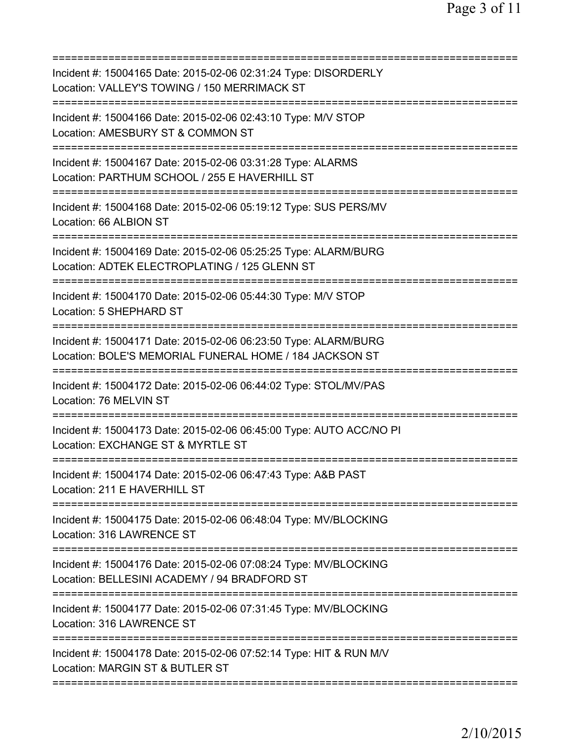===========================================================================
Incident #: 15004165 Date: 2015-02-06 02:31:24 Type: DISORDERLY
Location: VALLEY'S TOWING / 150 MERRIMACK ST
===========================================================================
Incident #: 15004166 Date: 2015-02-06 02:43:10 Type: M/V STOP
Location: AMESBURY ST & COMMON ST
===========================================================================
Incident #: 15004167 Date: 2015-02-06 03:31:28 Type: ALARMS
Location: PARTHUM SCHOOL / 255 E HAVERHILL ST
===========================================================================
Incident #: 15004168 Date: 2015-02-06 05:19:12 Type: SUS PERS/MV
Location: 66 ALBION ST
===========================================================================
Incident #: 15004169 Date: 2015-02-06 05:25:25 Type: ALARM/BURG
Location: ADTEK ELECTROPLATING / 125 GLENN ST
===========================================================================
Incident #: 15004170 Date: 2015-02-06 05:44:30 Type: M/V STOP
Location: 5 SHEPHARD ST
===========================================================================
Incident #: 15004171 Date: 2015-02-06 06:23:50 Type: ALARM/BURG
Location: BOLE'S MEMORIAL FUNERAL HOME / 184 JACKSON ST
===========================================================================
Incident #: 15004172 Date: 2015-02-06 06:44:02 Type: STOL/MV/PAS
Location: 76 MELVIN ST
===========================================================================
Incident #: 15004173 Date: 2015-02-06 06:45:00 Type: AUTO ACC/NO PI
Location: EXCHANGE ST & MYRTLE ST
===========================================================================
Incident #: 15004174 Date: 2015-02-06 06:47:43 Type: A&B PAST
Location: 211 E HAVERHILL ST
===========================================================================
Incident #: 15004175 Date: 2015-02-06 06:48:04 Type: MV/BLOCKING
Location: 316 LAWRENCE ST
===========================================================================
Incident #: 15004176 Date: 2015-02-06 07:08:24 Type: MV/BLOCKING
Location: BELLESINI ACADEMY / 94 BRADFORD ST
===========================================================================
Incident #: 15004177 Date: 2015-02-06 07:31:45 Type: MV/BLOCKING
Location: 316 LAWRENCE ST
===========================================================================
Incident #: 15004178 Date: 2015-02-06 07:52:14 Type: HIT & RUN M/V
Location: MARGIN ST & BUTLER ST
===========================================================================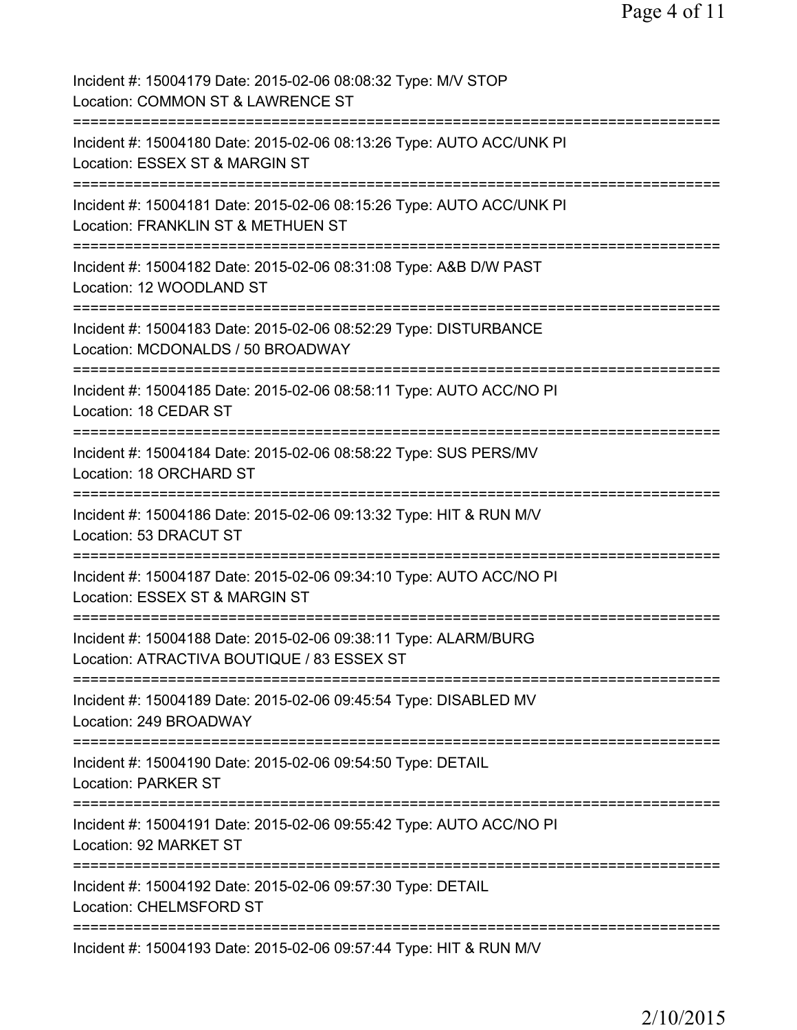Incident #: 15004179 Date: 2015-02-06 08:08:32 Type: M/V STOP
Location: COMMON ST & LAWRENCE ST
===========================================================================
Incident #: 15004180 Date: 2015-02-06 08:13:26 Type: AUTO ACC/UNK PI
Location: ESSEX ST & MARGIN ST
===========================================================================
Incident #: 15004181 Date: 2015-02-06 08:15:26 Type: AUTO ACC/UNK PI
Location: FRANKLIN ST & METHUEN ST
===========================================================================
Incident #: 15004182 Date: 2015-02-06 08:31:08 Type: A&B D/W PAST
Location: 12 WOODLAND ST
===========================================================================
Incident #: 15004183 Date: 2015-02-06 08:52:29 Type: DISTURBANCE
Location: MCDONALDS / 50 BROADWAY
===========================================================================
Incident #: 15004185 Date: 2015-02-06 08:58:11 Type: AUTO ACC/NO PI
Location: 18 CEDAR ST
===========================================================================
Incident #: 15004184 Date: 2015-02-06 08:58:22 Type: SUS PERS/MV
Location: 18 ORCHARD ST
===========================================================================
Incident #: 15004186 Date: 2015-02-06 09:13:32 Type: HIT & RUN M/V
Location: 53 DRACUT ST
===========================================================================
Incident #: 15004187 Date: 2015-02-06 09:34:10 Type: AUTO ACC/NO PI
Location: ESSEX ST & MARGIN ST
===========================================================================
Incident #: 15004188 Date: 2015-02-06 09:38:11 Type: ALARM/BURG
Location: ATRACTIVA BOUTIQUE / 83 ESSEX ST
===========================================================================
Incident #: 15004189 Date: 2015-02-06 09:45:54 Type: DISABLED MV
Location: 249 BROADWAY
===========================================================================
Incident #: 15004190 Date: 2015-02-06 09:54:50 Type: DETAIL
Location: PARKER ST
===========================================================================
Incident #: 15004191 Date: 2015-02-06 09:55:42 Type: AUTO ACC/NO PI
Location: 92 MARKET ST
===========================================================================
Incident #: 15004192 Date: 2015-02-06 09:57:30 Type: DETAIL
Location: CHELMSFORD ST
===========================================================================
Incident #: 15004193 Date: 2015-02-06 09:57:44 Type: HIT & RUN M/V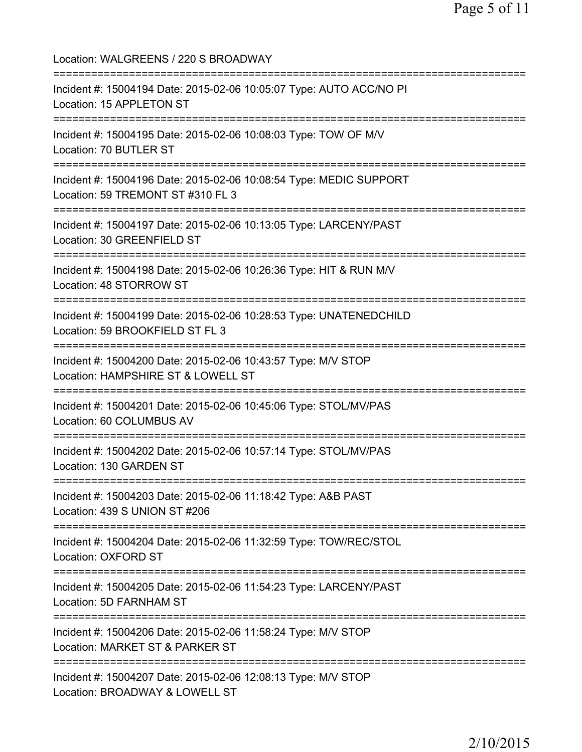Location: WALGREENS / 220 S BROADWAY

===========================================================================

Incident #: 15004194 Date: 2015-02-06 10:05:07 Type: AUTO ACC/NO PI
Location: 15 APPLETON ST

===========================================================================

Incident #: 15004195 Date: 2015-02-06 10:08:03 Type: TOW OF M/V
Location: 70 BUTLER ST

===========================================================================

Incident #: 15004196 Date: 2015-02-06 10:08:54 Type: MEDIC SUPPORT
Location: 59 TREMONT ST #310 FL 3

===========================================================================

Incident #: 15004197 Date: 2015-02-06 10:13:05 Type: LARCENY/PAST
Location: 30 GREENFIELD ST

===========================================================================

Incident #: 15004198 Date: 2015-02-06 10:26:36 Type: HIT & RUN M/V
Location: 48 STORROW ST

===========================================================================

Incident #: 15004199 Date: 2015-02-06 10:28:53 Type: UNATENEDCHILD
Location: 59 BROOKFIELD ST FL 3

===========================================================================

Incident #: 15004200 Date: 2015-02-06 10:43:57 Type: M/V STOP
Location: HAMPSHIRE ST & LOWELL ST

===========================================================================

Incident #: 15004201 Date: 2015-02-06 10:45:06 Type: STOL/MV/PAS
Location: 60 COLUMBUS AV

===========================================================================

Incident #: 15004202 Date: 2015-02-06 10:57:14 Type: STOL/MV/PAS
Location: 130 GARDEN ST

===========================================================================

Incident #: 15004203 Date: 2015-02-06 11:18:42 Type: A&B PAST
Location: 439 S UNION ST #206

===========================================================================

Incident #: 15004204 Date: 2015-02-06 11:32:59 Type: TOW/REC/STOL
Location: OXFORD ST

===========================================================================

Incident #: 15004205 Date: 2015-02-06 11:54:23 Type: LARCENY/PAST
Location: 5D FARNHAM ST

===========================================================================

Incident #: 15004206 Date: 2015-02-06 11:58:24 Type: M/V STOP
Location: MARKET ST & PARKER ST

===========================================================================

Incident #: 15004207 Date: 2015-02-06 12:08:13 Type: M/V STOP
Location: BROADWAY & LOWELL ST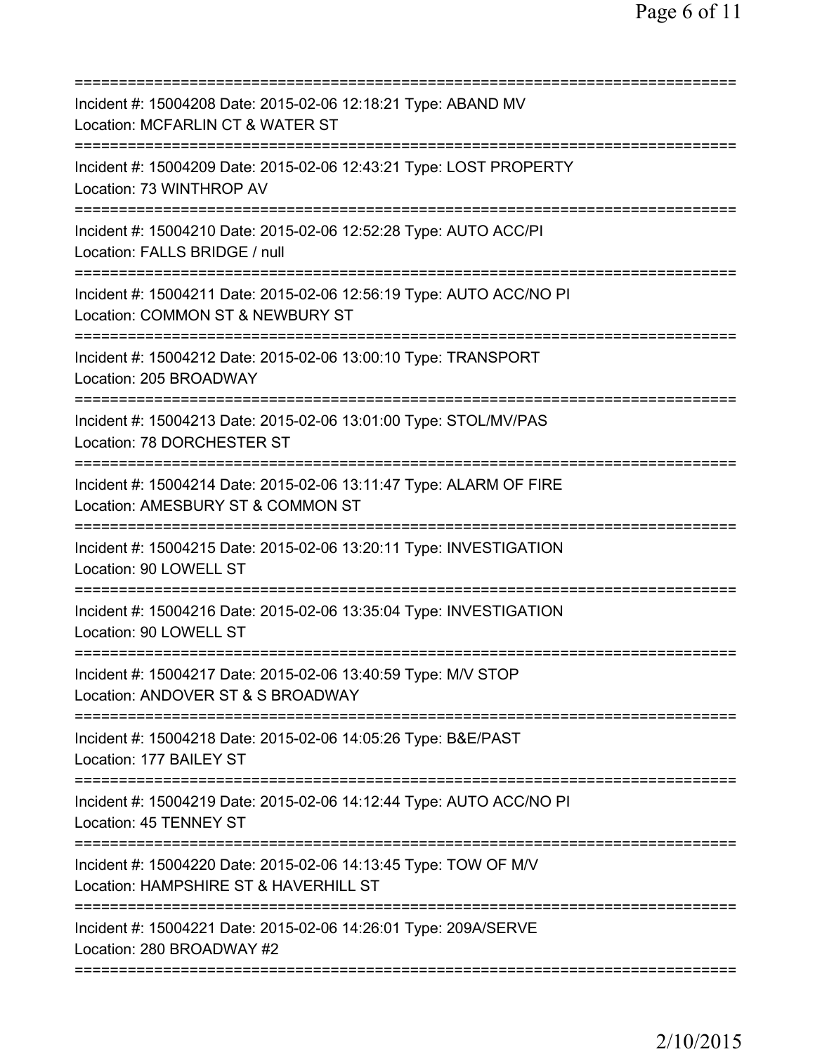===========================================================================
Incident #: 15004208 Date: 2015-02-06 12:18:21 Type: ABAND MV
Location: MCFARLIN CT & WATER ST
===========================================================================
Incident #: 15004209 Date: 2015-02-06 12:43:21 Type: LOST PROPERTY
Location: 73 WINTHROP AV
===========================================================================
Incident #: 15004210 Date: 2015-02-06 12:52:28 Type: AUTO ACC/PI
Location: FALLS BRIDGE / null
===========================================================================
Incident #: 15004211 Date: 2015-02-06 12:56:19 Type: AUTO ACC/NO PI
Location: COMMON ST & NEWBURY ST
===========================================================================
Incident #: 15004212 Date: 2015-02-06 13:00:10 Type: TRANSPORT
Location: 205 BROADWAY
===========================================================================
Incident #: 15004213 Date: 2015-02-06 13:01:00 Type: STOL/MV/PAS
Location: 78 DORCHESTER ST
===========================================================================
Incident #: 15004214 Date: 2015-02-06 13:11:47 Type: ALARM OF FIRE
Location: AMESBURY ST & COMMON ST
===========================================================================
Incident #: 15004215 Date: 2015-02-06 13:20:11 Type: INVESTIGATION
Location: 90 LOWELL ST
===========================================================================
Incident #: 15004216 Date: 2015-02-06 13:35:04 Type: INVESTIGATION
Location: 90 LOWELL ST
===========================================================================
Incident #: 15004217 Date: 2015-02-06 13:40:59 Type: M/V STOP
Location: ANDOVER ST & S BROADWAY
===========================================================================
Incident #: 15004218 Date: 2015-02-06 14:05:26 Type: B&E/PAST
Location: 177 BAILEY ST
===========================================================================
Incident #: 15004219 Date: 2015-02-06 14:12:44 Type: AUTO ACC/NO PI
Location: 45 TENNEY ST
===========================================================================
Incident #: 15004220 Date: 2015-02-06 14:13:45 Type: TOW OF M/V
Location: HAMPSHIRE ST & HAVERHILL ST
===========================================================================
Incident #: 15004221 Date: 2015-02-06 14:26:01 Type: 209A/SERVE
Location: 280 BROADWAY #2
===========================================================================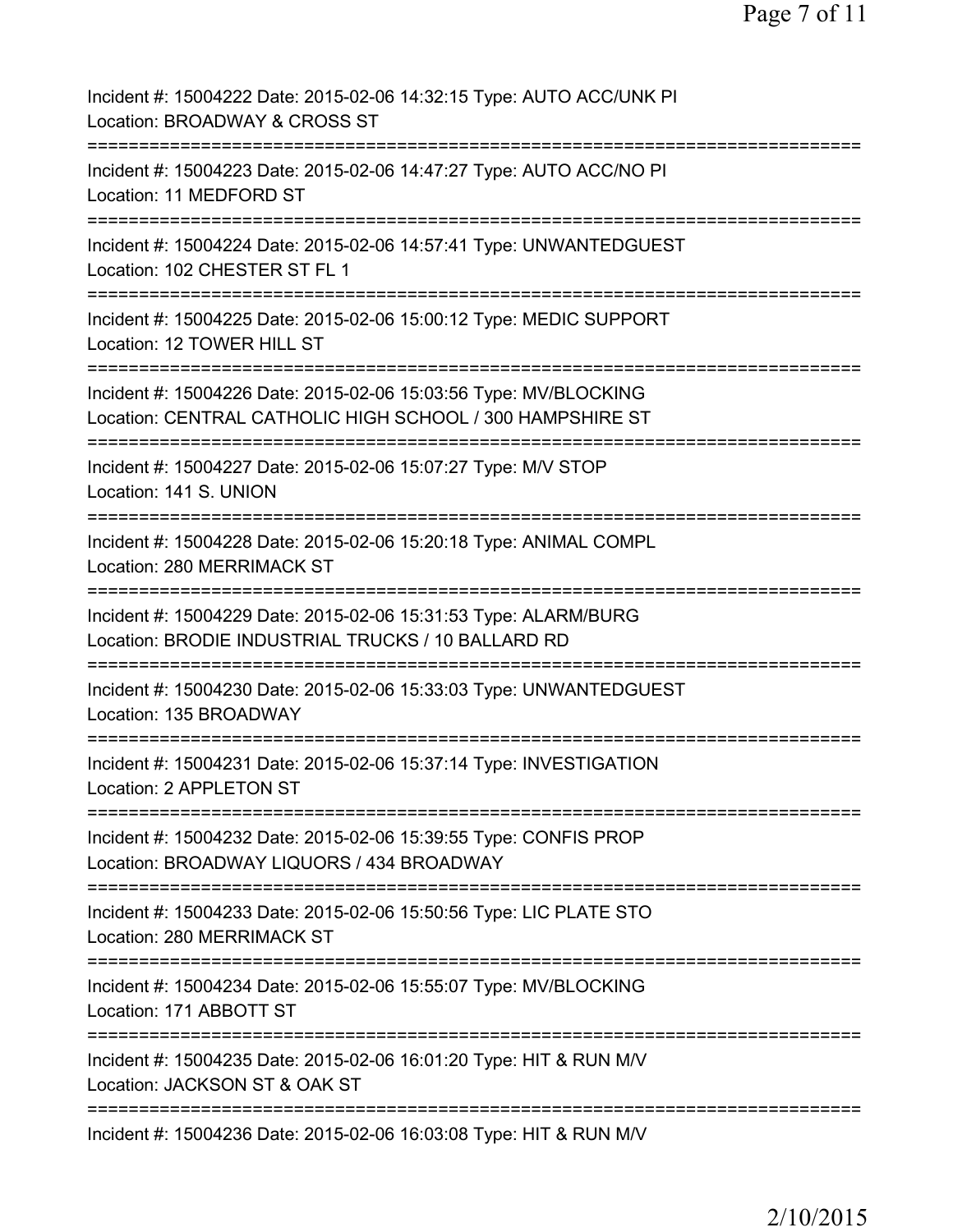Incident #: 15004222 Date: 2015-02-06 14:32:15 Type: AUTO ACC/UNK PI
Location: BROADWAY & CROSS ST

===========================================================================

Incident #: 15004223 Date: 2015-02-06 14:47:27 Type: AUTO ACC/NO PI
Location: 11 MEDFORD ST

===========================================================================

Incident #: 15004224 Date: 2015-02-06 14:57:41 Type: UNWANTEDGUEST
Location: 102 CHESTER ST FL 1

===========================================================================

Incident #: 15004225 Date: 2015-02-06 15:00:12 Type: MEDIC SUPPORT
Location: 12 TOWER HILL ST

===========================================================================

Incident #: 15004226 Date: 2015-02-06 15:03:56 Type: MV/BLOCKING
Location: CENTRAL CATHOLIC HIGH SCHOOL / 300 HAMPSHIRE ST

===========================================================================

Incident #: 15004227 Date: 2015-02-06 15:07:27 Type: M/V STOP
Location: 141 S. UNION

===========================================================================

Incident #: 15004228 Date: 2015-02-06 15:20:18 Type: ANIMAL COMPL
Location: 280 MERRIMACK ST

===========================================================================

Incident #: 15004229 Date: 2015-02-06 15:31:53 Type: ALARM/BURG
Location: BRODIE INDUSTRIAL TRUCKS / 10 BALLARD RD

===========================================================================

Incident #: 15004230 Date: 2015-02-06 15:33:03 Type: UNWANTEDGUEST
Location: 135 BROADWAY

===========================================================================

Incident #: 15004231 Date: 2015-02-06 15:37:14 Type: INVESTIGATION
Location: 2 APPLETON ST

===========================================================================

Incident #: 15004232 Date: 2015-02-06 15:39:55 Type: CONFIS PROP
Location: BROADWAY LIQUORS / 434 BROADWAY

===========================================================================

Incident #: 15004233 Date: 2015-02-06 15:50:56 Type: LIC PLATE STO
Location: 280 MERRIMACK ST

===========================================================================

Incident #: 15004234 Date: 2015-02-06 15:55:07 Type: MV/BLOCKING
Location: 171 ABBOTT ST

===========================================================================

Incident #: 15004235 Date: 2015-02-06 16:01:20 Type: HIT & RUN M/V
Location: JACKSON ST & OAK ST

===========================================================================

Incident #: 15004236 Date: 2015-02-06 16:03:08 Type: HIT & RUN M/V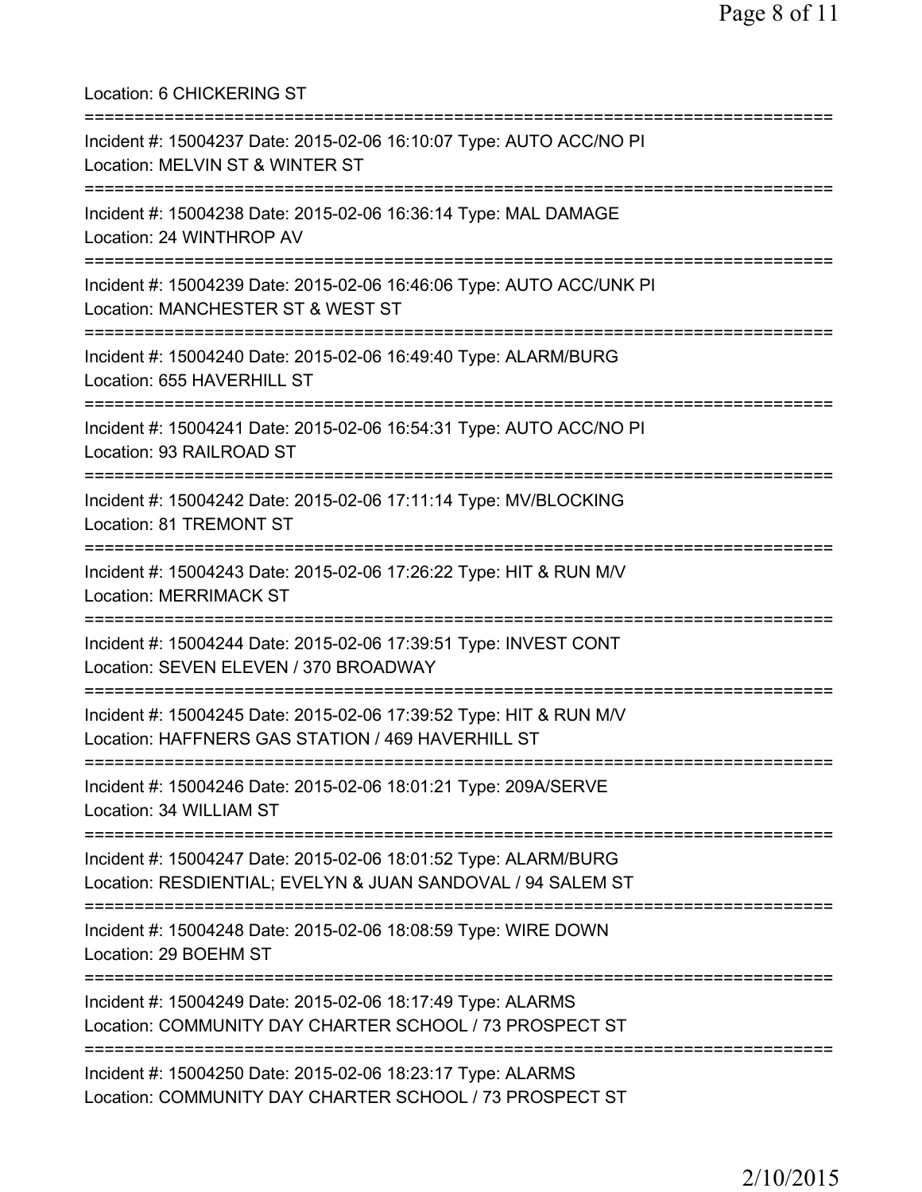Location: 6 CHICKERING ST

===========================================================================

Incident #: 15004237 Date: 2015-02-06 16:10:07 Type: AUTO ACC/NO PI
Location: MELVIN ST & WINTER ST

===========================================================================

Incident #: 15004238 Date: 2015-02-06 16:36:14 Type: MAL DAMAGE
Location: 24 WINTHROP AV

===========================================================================

Incident #: 15004239 Date: 2015-02-06 16:46:06 Type: AUTO ACC/UNK PI
Location: MANCHESTER ST & WEST ST

===========================================================================

Incident #: 15004240 Date: 2015-02-06 16:49:40 Type: ALARM/BURG
Location: 655 HAVERHILL ST

===========================================================================

Incident #: 15004241 Date: 2015-02-06 16:54:31 Type: AUTO ACC/NO PI
Location: 93 RAILROAD ST

===========================================================================

Incident #: 15004242 Date: 2015-02-06 17:11:14 Type: MV/BLOCKING
Location: 81 TREMONT ST

===========================================================================

Incident #: 15004243 Date: 2015-02-06 17:26:22 Type: HIT & RUN M/V
Location: MERRIMACK ST

===========================================================================

Incident #: 15004244 Date: 2015-02-06 17:39:51 Type: INVEST CONT
Location: SEVEN ELEVEN / 370 BROADWAY

===========================================================================

Incident #: 15004245 Date: 2015-02-06 17:39:52 Type: HIT & RUN M/V
Location: HAFFNERS GAS STATION / 469 HAVERHILL ST

===========================================================================

Incident #: 15004246 Date: 2015-02-06 18:01:21 Type: 209A/SERVE
Location: 34 WILLIAM ST

===========================================================================

Incident #: 15004247 Date: 2015-02-06 18:01:52 Type: ALARM/BURG
Location: RESDIENTIAL; EVELYN & JUAN SANDOVAL / 94 SALEM ST

===========================================================================

Incident #: 15004248 Date: 2015-02-06 18:08:59 Type: WIRE DOWN
Location: 29 BOEHM ST

===========================================================================

Incident #: 15004249 Date: 2015-02-06 18:17:49 Type: ALARMS
Location: COMMUNITY DAY CHARTER SCHOOL / 73 PROSPECT ST

===========================================================================

Incident #: 15004250 Date: 2015-02-06 18:23:17 Type: ALARMS
Location: COMMUNITY DAY CHARTER SCHOOL / 73 PROSPECT ST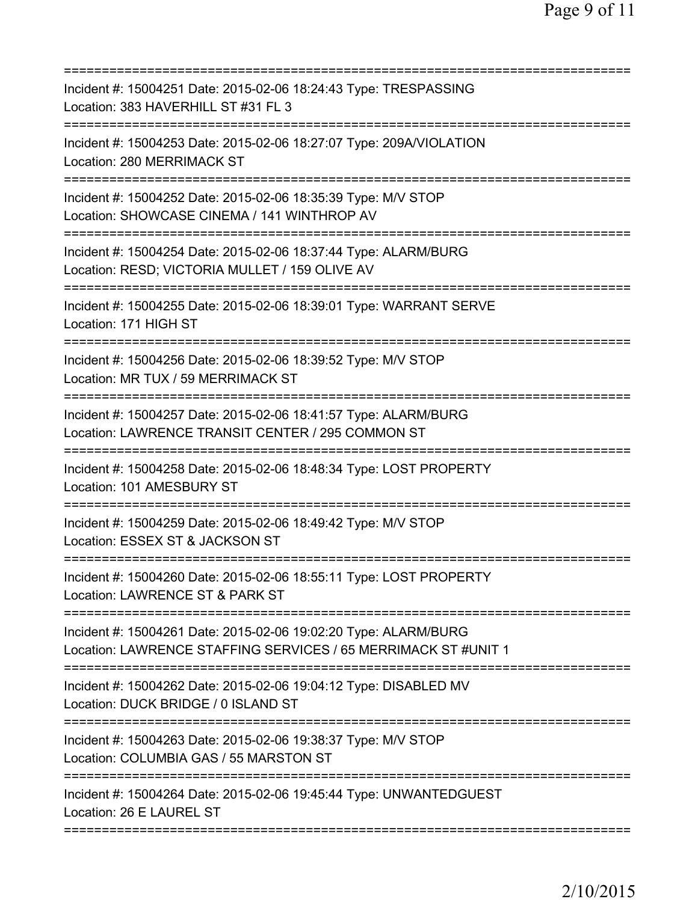===========================================================================

Incident #: 15004251 Date: 2015-02-06 18:24:43 Type: TRESPASSING
Location: 383 HAVERHILL ST #31 FL 3

===========================================================================

Incident #: 15004253 Date: 2015-02-06 18:27:07 Type: 209A/VIOLATION
Location: 280 MERRIMACK ST

===========================================================================

Incident #: 15004252 Date: 2015-02-06 18:35:39 Type: M/V STOP
Location: SHOWCASE CINEMA / 141 WINTHROP AV

===========================================================================

Incident #: 15004254 Date: 2015-02-06 18:37:44 Type: ALARM/BURG
Location: RESD; VICTORIA MULLET / 159 OLIVE AV

===========================================================================

Incident #: 15004255 Date: 2015-02-06 18:39:01 Type: WARRANT SERVE
Location: 171 HIGH ST

===========================================================================

Incident #: 15004256 Date: 2015-02-06 18:39:52 Type: M/V STOP
Location: MR TUX / 59 MERRIMACK ST

===========================================================================

Incident #: 15004257 Date: 2015-02-06 18:41:57 Type: ALARM/BURG
Location: LAWRENCE TRANSIT CENTER / 295 COMMON ST

===========================================================================

Incident #: 15004258 Date: 2015-02-06 18:48:34 Type: LOST PROPERTY
Location: 101 AMESBURY ST

===========================================================================

Incident #: 15004259 Date: 2015-02-06 18:49:42 Type: M/V STOP
Location: ESSEX ST & JACKSON ST

===========================================================================

Incident #: 15004260 Date: 2015-02-06 18:55:11 Type: LOST PROPERTY
Location: LAWRENCE ST & PARK ST

===========================================================================

Incident #: 15004261 Date: 2015-02-06 19:02:20 Type: ALARM/BURG
Location: LAWRENCE STAFFING SERVICES / 65 MERRIMACK ST #UNIT 1

===========================================================================

Incident #: 15004262 Date: 2015-02-06 19:04:12 Type: DISABLED MV
Location: DUCK BRIDGE / 0 ISLAND ST

===========================================================================

Incident #: 15004263 Date: 2015-02-06 19:38:37 Type: M/V STOP
Location: COLUMBIA GAS / 55 MARSTON ST

===========================================================================

Incident #: 15004264 Date: 2015-02-06 19:45:44 Type: UNWANTEDGUEST
Location: 26 E LAUREL ST

===========================================================================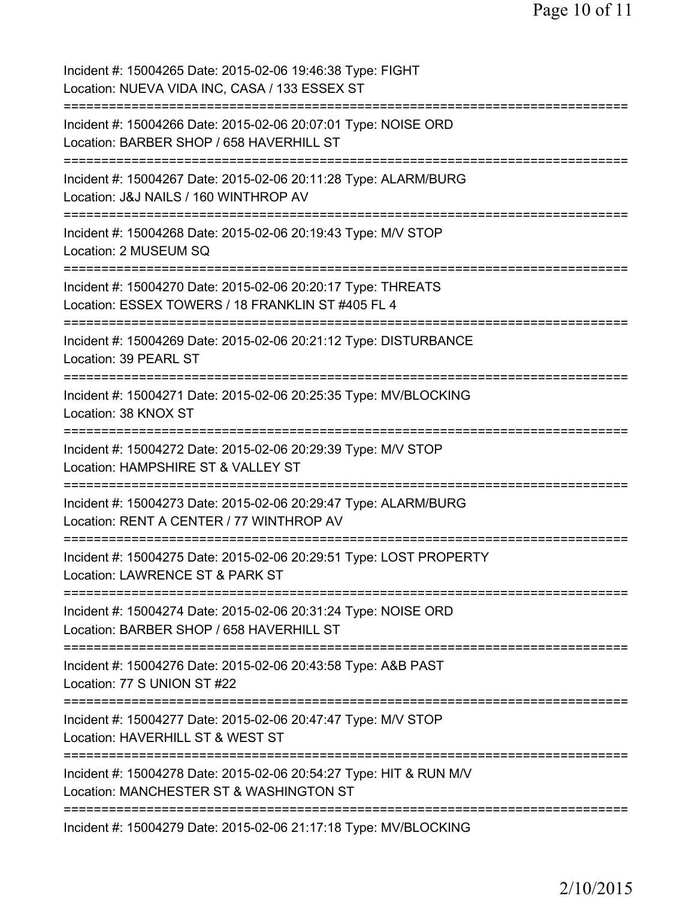Incident #: 15004265 Date: 2015-02-06 19:46:38 Type: FIGHT
Location: NUEVA VIDA INC, CASA / 133 ESSEX ST
===========================================================================
Incident #: 15004266 Date: 2015-02-06 20:07:01 Type: NOISE ORD
Location: BARBER SHOP / 658 HAVERHILL ST
===========================================================================
Incident #: 15004267 Date: 2015-02-06 20:11:28 Type: ALARM/BURG
Location: J&J NAILS / 160 WINTHROP AV
===========================================================================
Incident #: 15004268 Date: 2015-02-06 20:19:43 Type: M/V STOP
Location: 2 MUSEUM SQ
===========================================================================
Incident #: 15004270 Date: 2015-02-06 20:20:17 Type: THREATS
Location: ESSEX TOWERS / 18 FRANKLIN ST #405 FL 4
===========================================================================
Incident #: 15004269 Date: 2015-02-06 20:21:12 Type: DISTURBANCE
Location: 39 PEARL ST
===========================================================================
Incident #: 15004271 Date: 2015-02-06 20:25:35 Type: MV/BLOCKING
Location: 38 KNOX ST
===========================================================================
Incident #: 15004272 Date: 2015-02-06 20:29:39 Type: M/V STOP
Location: HAMPSHIRE ST & VALLEY ST
===========================================================================
Incident #: 15004273 Date: 2015-02-06 20:29:47 Type: ALARM/BURG
Location: RENT A CENTER / 77 WINTHROP AV
===========================================================================
Incident #: 15004275 Date: 2015-02-06 20:29:51 Type: LOST PROPERTY
Location: LAWRENCE ST & PARK ST
===========================================================================
Incident #: 15004274 Date: 2015-02-06 20:31:24 Type: NOISE ORD
Location: BARBER SHOP / 658 HAVERHILL ST
===========================================================================
Incident #: 15004276 Date: 2015-02-06 20:43:58 Type: A&B PAST
Location: 77 S UNION ST #22
===========================================================================
Incident #: 15004277 Date: 2015-02-06 20:47:47 Type: M/V STOP
Location: HAVERHILL ST & WEST ST
===========================================================================
Incident #: 15004278 Date: 2015-02-06 20:54:27 Type: HIT & RUN M/V
Location: MANCHESTER ST & WASHINGTON ST
===========================================================================
Incident #: 15004279 Date: 2015-02-06 21:17:18 Type: MV/BLOCKING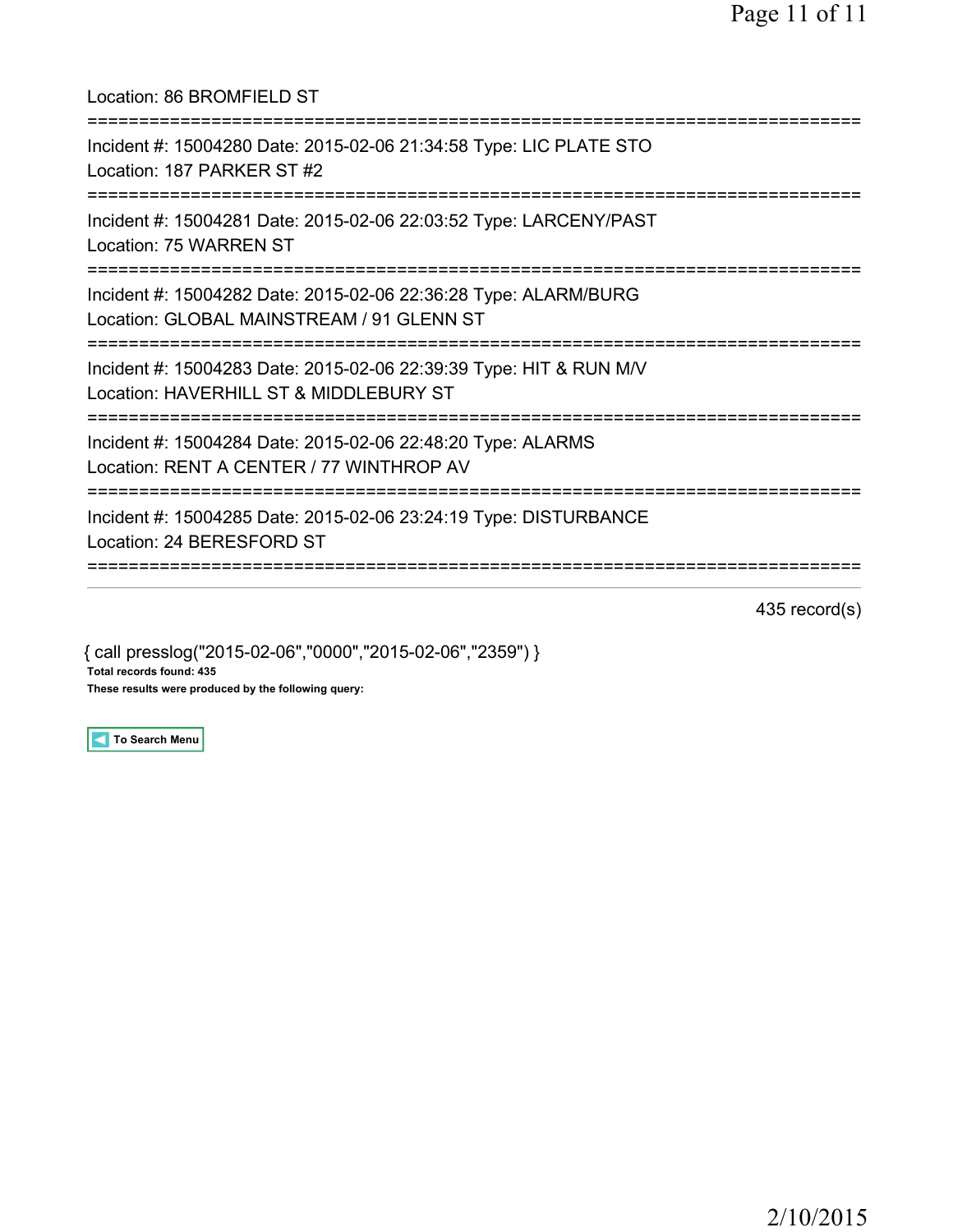Location: 86 BROMFIELD ST

===========================================================================

Incident #: 15004280 Date: 2015-02-06 21:34:58 Type: LIC PLATE STO
Location: 187 PARKER ST #2

===========================================================================

Incident #: 15004281 Date: 2015-02-06 22:03:52 Type: LARCENY/PAST
Location: 75 WARREN ST

===========================================================================

Incident #: 15004282 Date: 2015-02-06 22:36:28 Type: ALARM/BURG
Location: GLOBAL MAINSTREAM / 91 GLENN ST

===========================================================================

Incident #: 15004283 Date: 2015-02-06 22:39:39 Type: HIT & RUN M/V
Location: HAVERHILL ST & MIDDLEBURY ST

===========================================================================

Incident #: 15004284 Date: 2015-02-06 22:48:20 Type: ALARMS
Location: RENT A CENTER / 77 WINTHROP AV

===========================================================================

Incident #: 15004285 Date: 2015-02-06 23:24:19 Type: DISTURBANCE
Location: 24 BERESFORD ST

===========================================================================

435 record(s)

{ call presslog("2015-02-06","0000","2015-02-06","2359") }

**Total records found: 435**

**These results were produced by the following query:**

To Search Menu